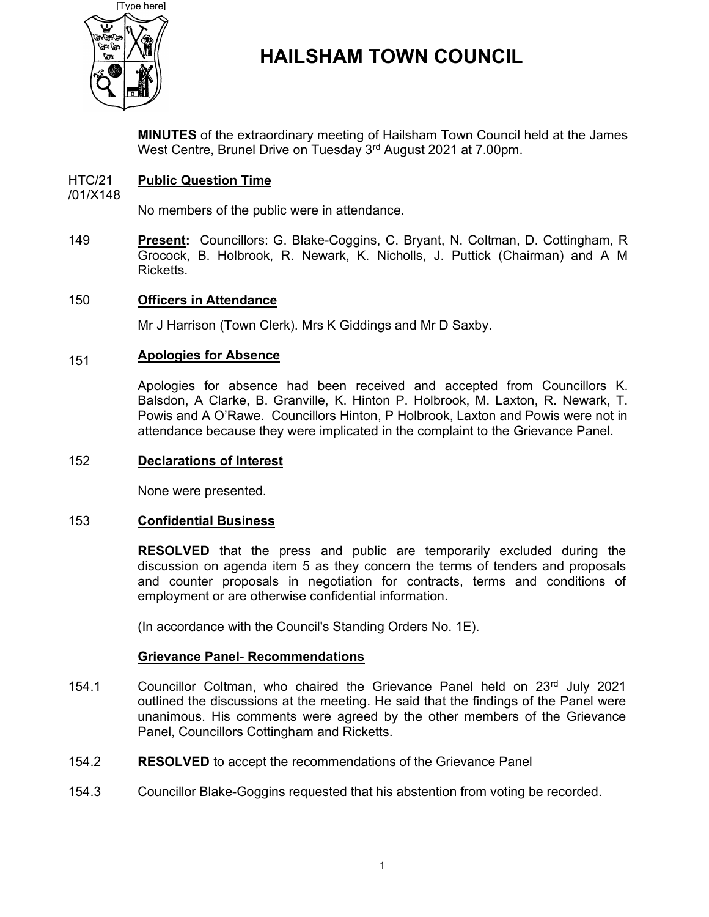[Type here]

# HAILSHAM TOWN COUNCIL

**MINUTES** of the extraordinary meeting of Hailsham Town Council held at the James West Centre, Brunel Drive on Tuesday 3rd August 2021 at 7.00pm.

HTC/21/01/X148 **Public Question Time**

No members of the public were in attendance.

149 **Present:** Councillors: G. Blake-Coggins, C. Bryant, N. Coltman, D. Cottingham, R Grocock, B. Holbrook, R. Newark, K. Nicholls, J. Puttick (Chairman) and A M Ricketts.

150 **Officers in Attendance**

Mr J Harrison (Town Clerk). Mrs K Giddings and Mr D Saxby.

151 **Apologies for Absence**

Apologies for absence had been received and accepted from Councillors K. Balsdon, A Clarke, B. Granville, K. Hinton P. Holbrook, M. Laxton, R. Newark, T. Powis and A O'Rawe. Councillors Hinton, P Holbrook, Laxton and Powis were not in attendance because they were implicated in the complaint to the Grievance Panel.

152 **Declarations of Interest**

None were presented.

153 **Confidential Business**

**RESOLVED** that the press and public are temporarily excluded during the discussion on agenda item 5 as they concern the terms of tenders and proposals and counter proposals in negotiation for contracts, terms and conditions of employment or are otherwise confidential information.

(In accordance with the Council's Standing Orders No. 1E).

**Grievance Panel- Recommendations**

154.1 Councillor Coltman, who chaired the Grievance Panel held on 23rd July 2021 outlined the discussions at the meeting. He said that the findings of the Panel were unanimous. His comments were agreed by the other members of the Grievance Panel, Councillors Cottingham and Ricketts.

154.2 **RESOLVED** to accept the recommendations of the Grievance Panel

154.3 Councillor Blake-Goggins requested that his abstention from voting be recorded.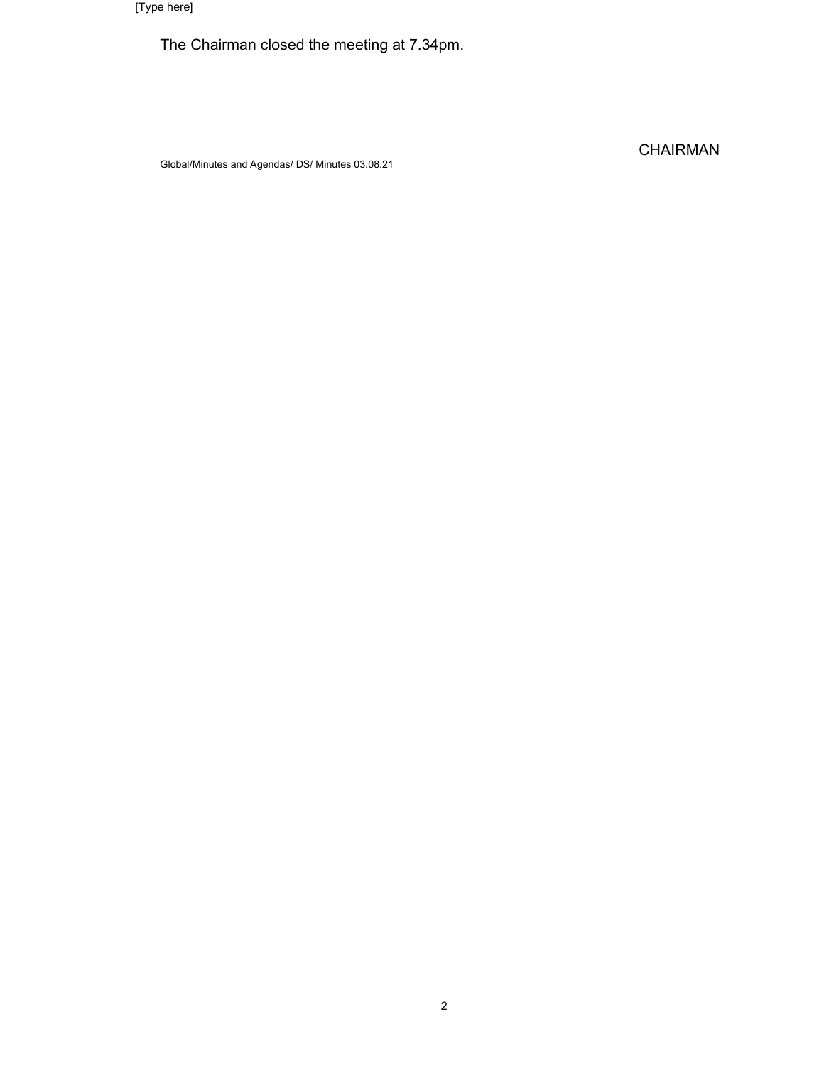The Chairman closed the meeting at 7.34pm.

CHAIRMAN

Global/Minutes and Agendas/ DS/ Minutes 03.08.21